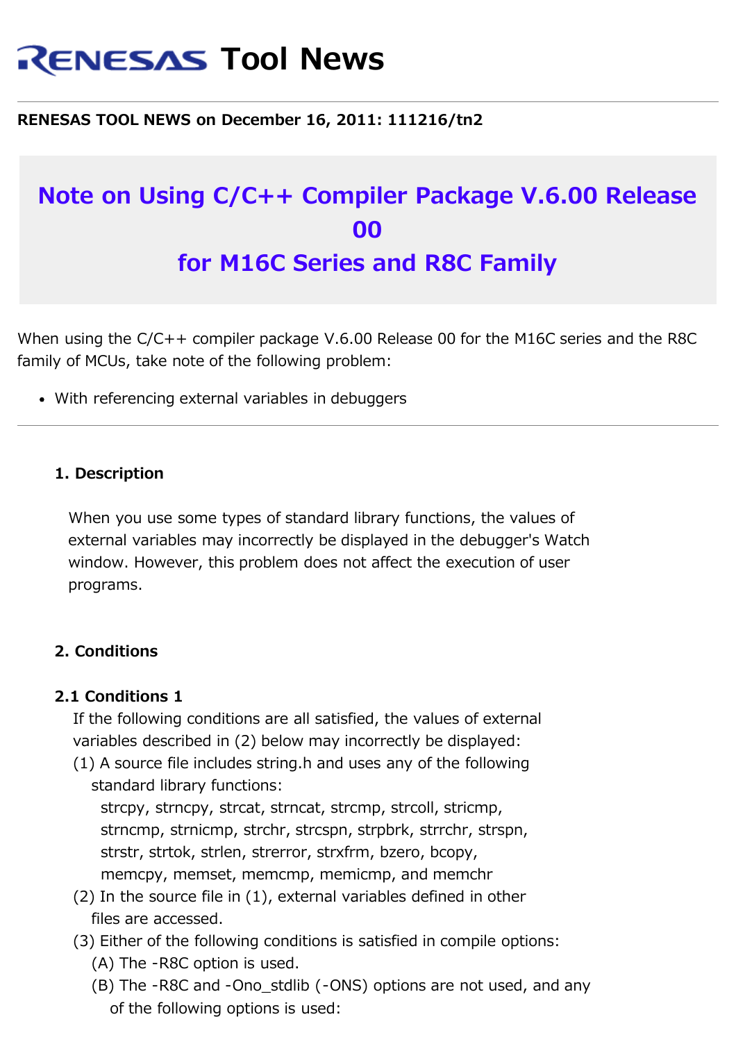# RENESAS Tool News

**RENESAS TOOL NEWS on December 16, 2011: 111216/tn2**

## Note on Using C/C++ Compiler Package V.6.00 Release 00 for M16C Series and R8C Family

When using the C/C++ compiler package V.6.00 Release 00 for the M16C series and the R8C family of MCUs, take note of the following problem:

- With referencing external variables in debuggers

---

### 1. Description

When you use some types of standard library functions, the values of external variables may incorrectly be displayed in the debugger's Watch window. However, this problem does not affect the execution of user programs.

### 2. Conditions

#### 2.1 Conditions 1

If the following conditions are all satisfied, the values of external variables described in (2) below may incorrectly be displayed:

(1) A source file includes string.h and uses any of the following standard library functions:
strcpy, strncpy, strcat, strncat, strcmp, strcoll, stricmp, strncmp, strnicmp, strchr, strcspn, strpbrk, strrchr, strspn, strstr, strtok, strlen, strerror, strxfrm, bzero, bcopy, memcpy, memset, memcmp, memicmp, and memchr

(2) In the source file in (1), external variables defined in other files are accessed.

(3) Either of the following conditions is satisfied in compile options:
(A) The -R8C option is used.
(B) The -R8C and -Ono_stdlib (-ONS) options are not used, and any of the following options is used: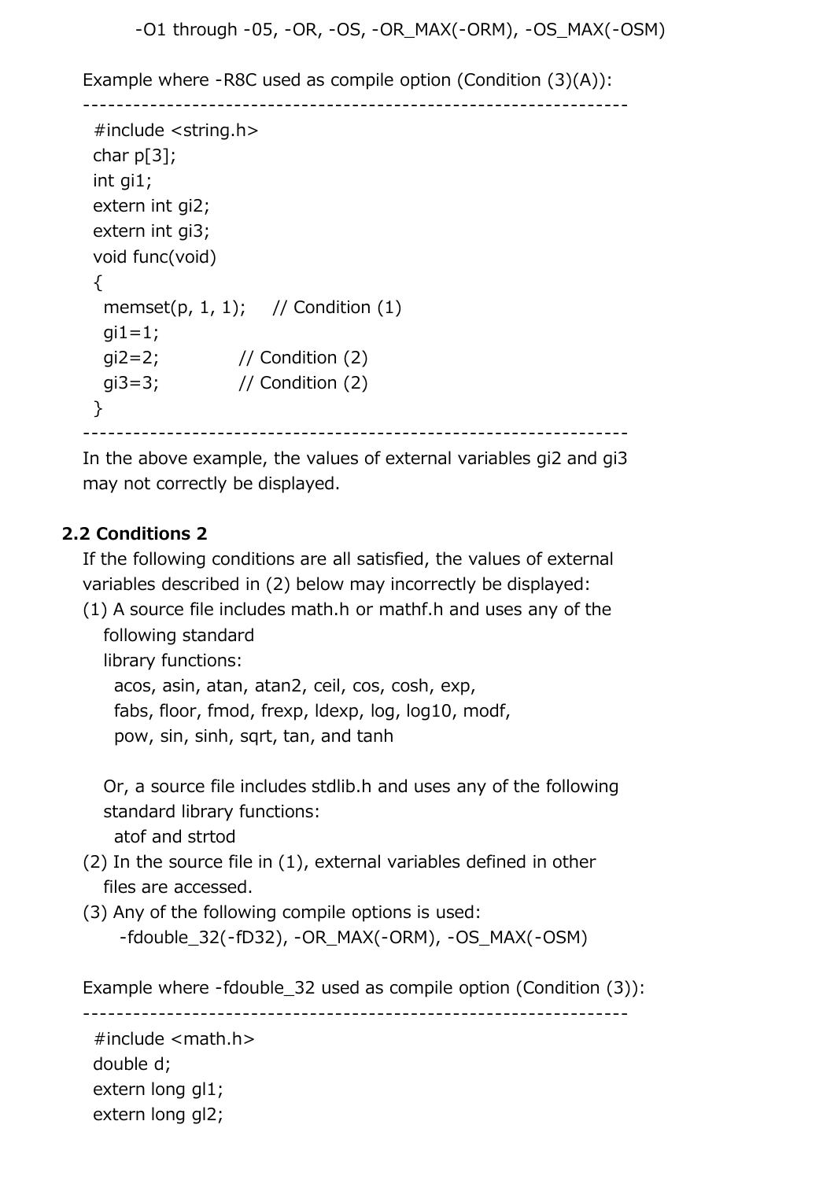-O1 through -05, -OR, -OS, -OR_MAX(-ORM), -OS_MAX(-OSM)

Example where -R8C used as compile option (Condition (3)(A)):

```
-----------------------------------------------------------------
 #include <string.h>
 char p[3];
 int gi1;
 extern int gi2;
 extern int gi3;
 void func(void)
 {
   memset(p, 1, 1);    // Condition (1)
   gi1=1;
   gi2=2;              // Condition (2)
   gi3=3;              // Condition (2)
 }
-----------------------------------------------------------------
```

In the above example, the values of external variables gi2 and gi3 may not correctly be displayed.

### 2.2 Conditions 2

If the following conditions are all satisfied, the values of external variables described in (2) below may incorrectly be displayed:

(1) A source file includes math.h or mathf.h and uses any of the following standard library functions:
   acos, asin, atan, atan2, ceil, cos, cosh, exp, fabs, floor, fmod, frexp, ldexp, log, log10, modf, pow, sin, sinh, sqrt, tan, and tanh

   Or, a source file includes stdlib.h and uses any of the following standard library functions:
   atof and strtod

(2) In the source file in (1), external variables defined in other files are accessed.

(3) Any of the following compile options is used:
   -fdouble_32(-fD32), -OR_MAX(-ORM), -OS_MAX(-OSM)

Example where -fdouble_32 used as compile option (Condition (3)):

```
-----------------------------------------------------------------
 #include <math.h>
 double d;
 extern long gl1;
 extern long gl2;
```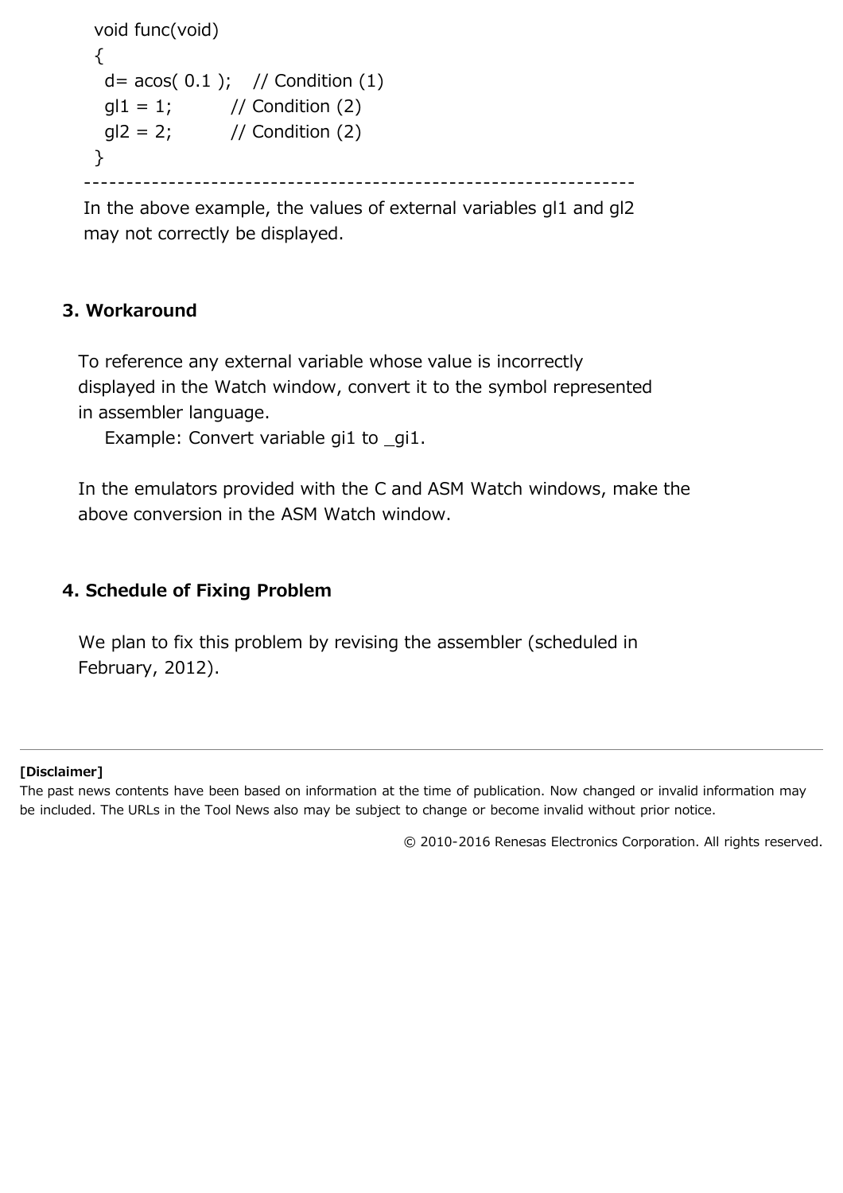```
void func(void)
{
  d= acos( 0.1 );   // Condition (1)
  gl1 = 1;          // Condition (2)
  gl2 = 2;          // Condition (2)
}
```

---

In the above example, the values of external variables gl1 and gl2 may not correctly be displayed.

## 3. Workaround

To reference any external variable whose value is incorrectly displayed in the Watch window, convert it to the symbol represented in assembler language.

Example: Convert variable gi1 to _gi1.

In the emulators provided with the C and ASM Watch windows, make the above conversion in the ASM Watch window.

## 4. Schedule of Fixing Problem

We plan to fix this problem by revising the assembler (scheduled in February, 2012).

---

**[Disclaimer]**

The past news contents have been based on information at the time of publication. Now changed or invalid information may be included. The URLs in the Tool News also may be subject to change or become invalid without prior notice.

© 2010-2016 Renesas Electronics Corporation. All rights reserved.